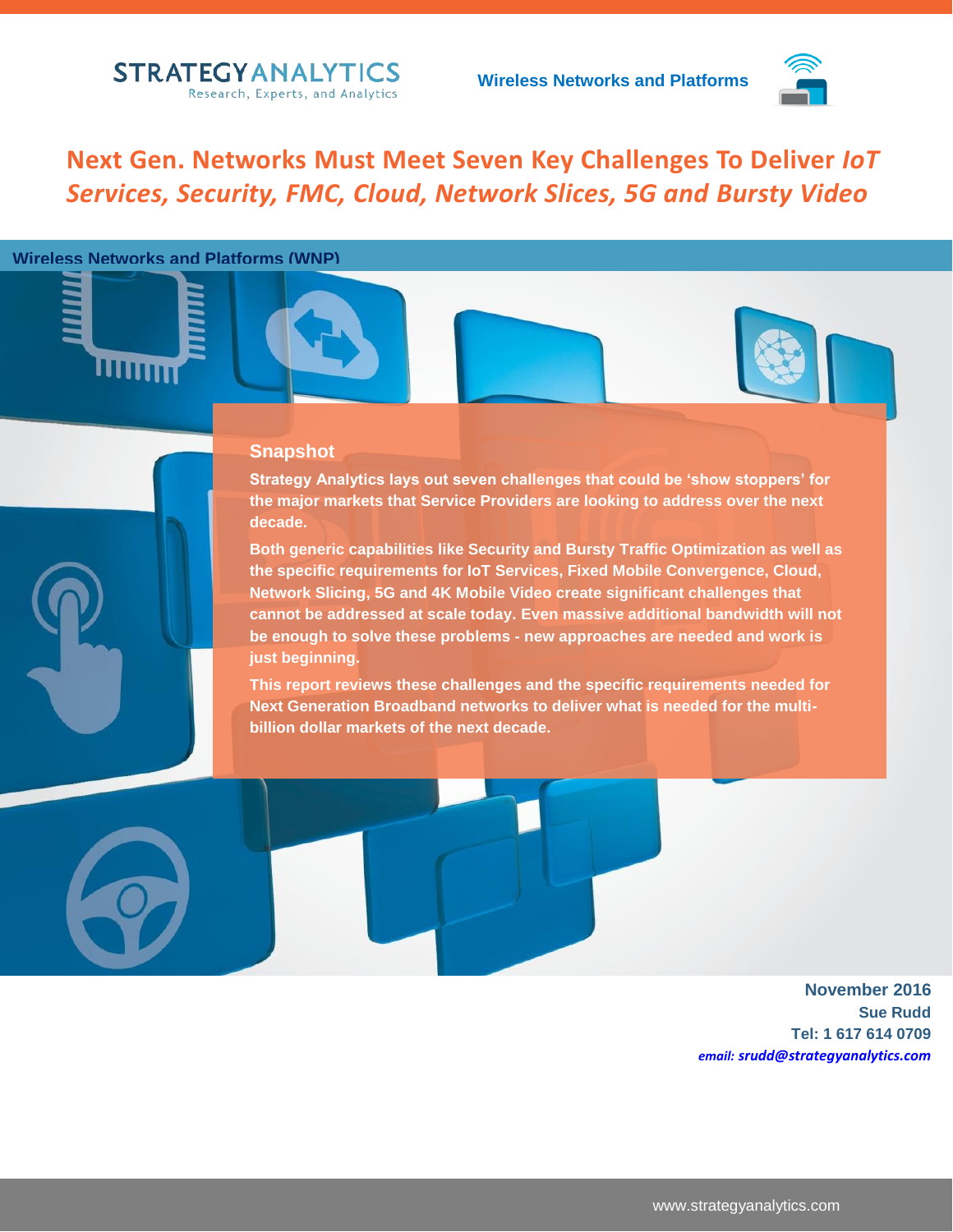STRATEGY ANALYTICS
Research, Experts, and Analytics

Wireless Networks and Platforms

# Next Gen. Networks Must Meet Seven Key Challenges To Deliver *IoT Services, Security, FMC, Cloud, Network Slices, 5G and Bursty Video*

**Wireless Networks and Platforms (WNP)**

## Snapshot

**Strategy Analytics lays out seven challenges that could be 'show stoppers' for the major markets that Service Providers are looking to address over the next decade.**

**Both generic capabilities like Security and Bursty Traffic Optimization as well as the specific requirements for IoT Services, Fixed Mobile Convergence, Cloud, Network Slicing, 5G and 4K Mobile Video create significant challenges that cannot be addressed at scale today. Even massive additional bandwidth will not be enough to solve these problems - new approaches are needed and work is just beginning.**

**This report reviews these challenges and the specific requirements needed for Next Generation Broadband networks to deliver what is needed for the multi-billion dollar markets of the next decade.**

**November 2016**
**Sue Rudd**
**Tel: 1 617 614 0709**
***email: srudd@strategyanalytics.com***

www.strategyanalytics.com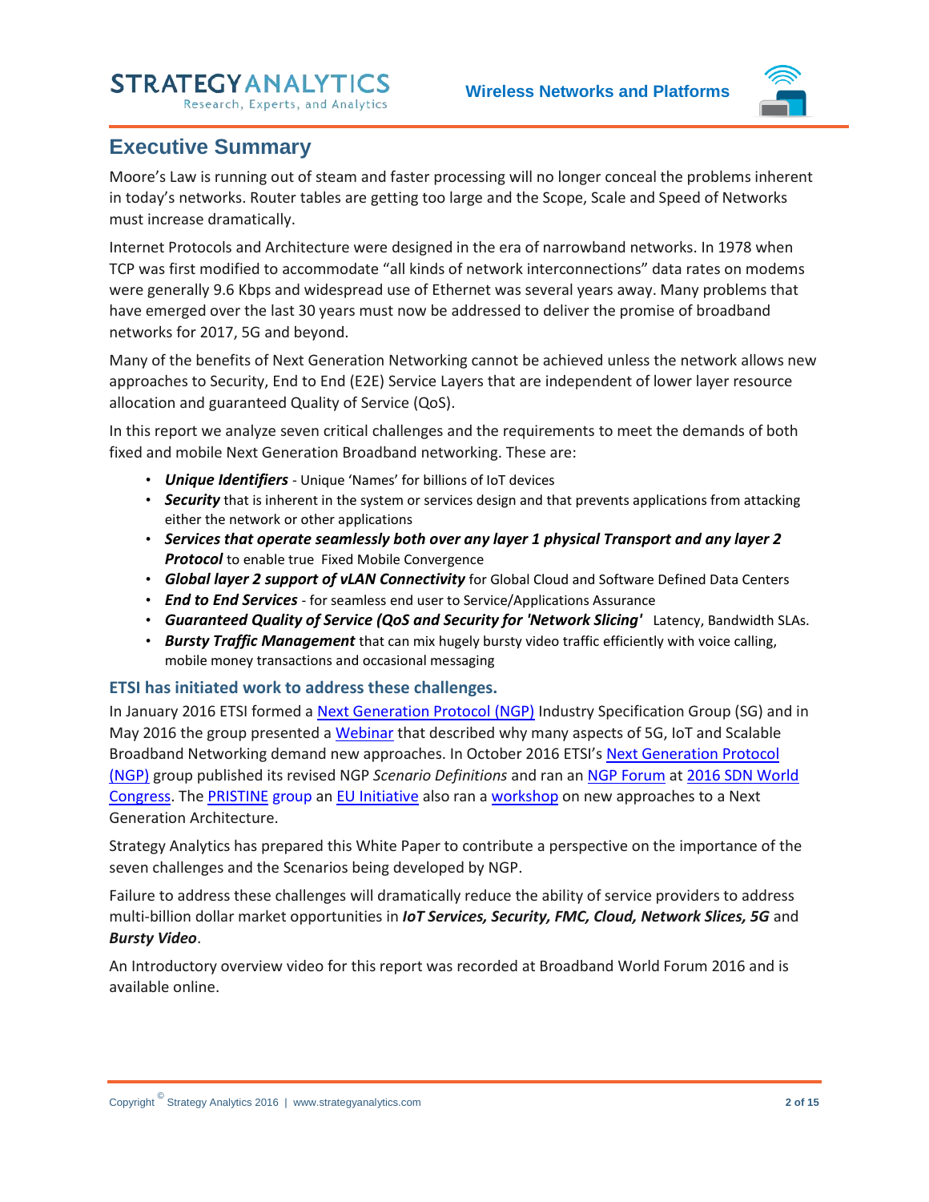# Executive Summary

Moore's Law is running out of steam and faster processing will no longer conceal the problems inherent in today's networks. Router tables are getting too large and the Scope, Scale and Speed of Networks must increase dramatically.

Internet Protocols and Architecture were designed in the era of narrowband networks. In 1978 when TCP was first modified to accommodate "all kinds of network interconnections" data rates on modems were generally 9.6 Kbps and widespread use of Ethernet was several years away. Many problems that have emerged over the last 30 years must now be addressed to deliver the promise of broadband networks for 2017, 5G and beyond.

Many of the benefits of Next Generation Networking cannot be achieved unless the network allows new approaches to Security, End to End (E2E) Service Layers that are independent of lower layer resource allocation and guaranteed Quality of Service (QoS).

In this report we analyze seven critical challenges and the requirements to meet the demands of both fixed and mobile Next Generation Broadband networking. These are:

- ***Unique Identifiers*** - Unique 'Names' for billions of IoT devices
- ***Security*** that is inherent in the system or services design and that prevents applications from attacking either the network or other applications
- ***Services that operate seamlessly both over any layer 1 physical Transport and any layer 2 Protocol*** to enable true Fixed Mobile Convergence
- ***Global layer 2 support of vLAN Connectivity*** for Global Cloud and Software Defined Data Centers
- ***End to End Services*** - for seamless end user to Service/Applications Assurance
- ***Guaranteed Quality of Service (QoS and Security for 'Network Slicing'*** Latency, Bandwidth SLAs.
- ***Bursty Traffic Management*** that can mix hugely bursty video traffic efficiently with voice calling, mobile money transactions and occasional messaging

### ETSI has initiated work to address these challenges.

In January 2016 ETSI formed a Next Generation Protocol (NGP) Industry Specification Group (SG) and in May 2016 the group presented a Webinar that described why many aspects of 5G, IoT and Scalable Broadband Networking demand new approaches. In October 2016 ETSI's Next Generation Protocol (NGP) group published its revised NGP *Scenario Definitions* and ran an NGP Forum at 2016 SDN World Congress. The PRISTINE group an EU Initiative also ran a workshop on new approaches to a Next Generation Architecture.

Strategy Analytics has prepared this White Paper to contribute a perspective on the importance of the seven challenges and the Scenarios being developed by NGP.

Failure to address these challenges will dramatically reduce the ability of service providers to address multi-billion dollar market opportunities in ***IoT Services, Security, FMC, Cloud, Network Slices, 5G*** and ***Bursty Video***.

An Introductory overview video for this report was recorded at Broadband World Forum 2016 and is available online.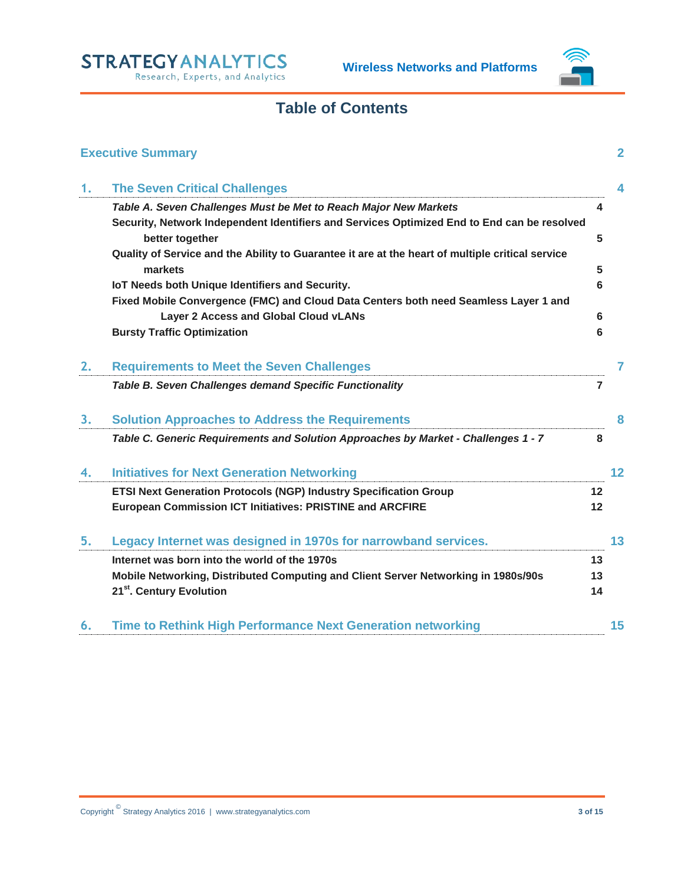# Table of Contents

| | | |
|---|---|---|
| **Executive Summary** | | **2** |
| **1.** | **The Seven Critical Challenges** | **4** |
| | *Table A. Seven Challenges Must be Met to Reach Major New Markets* | 4 |
| | Security, Network Independent Identifiers and Services Optimized End to End can be resolved better together | 5 |
| | Quality of Service and the Ability to Guarantee it are at the heart of multiple critical service markets | 5 |
| | IoT Needs both Unique Identifiers and Security. | 6 |
| | Fixed Mobile Convergence (FMC) and Cloud Data Centers both need Seamless Layer 1 and Layer 2 Access and Global Cloud vLANs | 6 |
| | Bursty Traffic Optimization | 6 |
| **2.** | **Requirements to Meet the Seven Challenges** | **7** |
| | *Table B. Seven Challenges demand Specific Functionality* | 7 |
| **3.** | **Solution Approaches to Address the Requirements** | **8** |
| | *Table C. Generic Requirements and Solution Approaches by Market - Challenges 1 - 7* | 8 |
| **4.** | **Initiatives for Next Generation Networking** | **12** |
| | ETSI Next Generation Protocols (NGP) Industry Specification Group | 12 |
| | European Commission ICT Initiatives: PRISTINE and ARCFIRE | 12 |
| **5.** | **Legacy Internet was designed in 1970s for narrowband services.** | **13** |
| | Internet was born into the world of the 1970s | 13 |
| | Mobile Networking, Distributed Computing and Client Server Networking in 1980s/90s | 13 |
| | 21st. Century Evolution | 14 |
| **6.** | **Time to Rethink High Performance Next Generation networking** | **15** |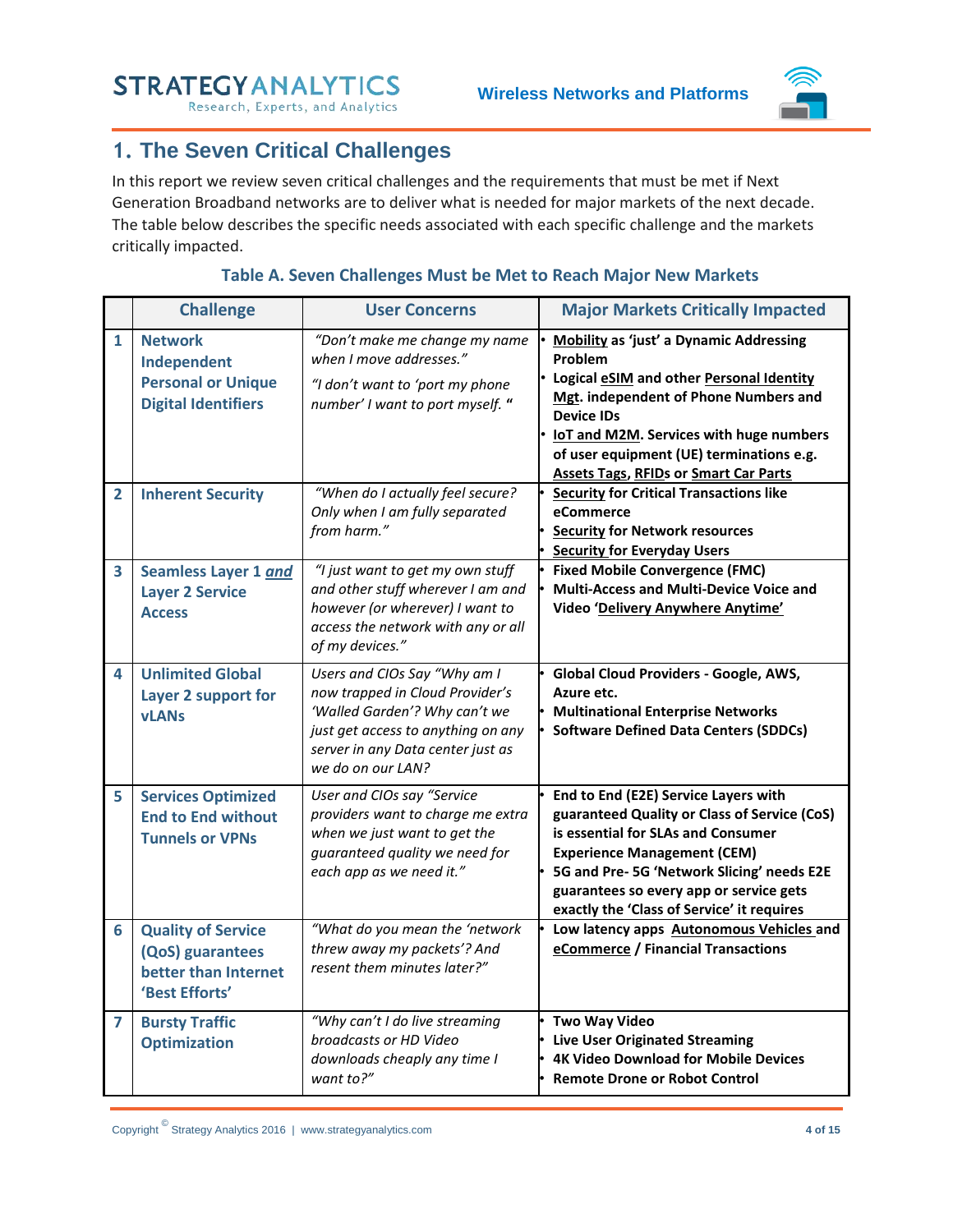## 1. The Seven Critical Challenges

In this report we review seven critical challenges and the requirements that must be met if Next Generation Broadband networks are to deliver what is needed for major markets of the next decade. The table below describes the specific needs associated with each specific challenge and the markets critically impacted.

**Table A. Seven Challenges Must be Met to Reach Major New Markets**

| | Challenge | User Concerns | Major Markets Critically Impacted |
|---|---|---|---|
| 1 | **Network Independent Personal or Unique Digital Identifiers** | *"Don't make me change my name when I move addresses."* *"I don't want to 'port my phone number' I want to port myself. "* | • **Mobility as 'just' a Dynamic Addressing Problem** • **Logical eSIM and other Personal Identity Mgt. independent of Phone Numbers and Device IDs** • **IoT and M2M. Services with huge numbers of user equipment (UE) terminations e.g. Assets Tags, RFIDs or Smart Car Parts** |
| 2 | **Inherent Security** | *"When do I actually feel secure? Only when I am fully separated from harm."* | • **Security for Critical Transactions like eCommerce** • **Security for Network resources** • **Security for Everyday Users** |
| 3 | **Seamless Layer 1 *and* Layer 2 Service Access** | *"I just want to get my own stuff and other stuff wherever I am and however (or wherever) I want to access the network with any or all of my devices."* | • **Fixed Mobile Convergence (FMC)** • **Multi-Access and Multi-Device Voice and Video 'Delivery Anywhere Anytime'** |
| 4 | **Unlimited Global Layer 2 support for vLANs** | *Users and CIOs Say "Why am I now trapped in Cloud Provider's 'Walled Garden'? Why can't we just get access to anything on any server in any Data center just as we do on our LAN?* | • **Global Cloud Providers - Google, AWS, Azure etc.** • **Multinational Enterprise Networks** • **Software Defined Data Centers (SDDCs)** |
| 5 | **Services Optimized End to End without Tunnels or VPNs** | *User and CIOs say "Service providers want to charge me extra when we just want to get the guaranteed quality we need for each app as we need it."* | • **End to End (E2E) Service Layers with guaranteed Quality or Class of Service (CoS) is essential for SLAs and Consumer Experience Management (CEM)** • **5G and Pre- 5G 'Network Slicing' needs E2E guarantees so every app or service gets exactly the 'Class of Service' it requires** |
| 6 | **Quality of Service (QoS) guarantees better than Internet 'Best Efforts'** | *"What do you mean the 'network threw away my packets'? And resent them minutes later?"* | • **Low latency apps Autonomous Vehicles and eCommerce / Financial Transactions** |
| 7 | **Bursty Traffic Optimization** | *"Why can't I do live streaming broadcasts or HD Video downloads cheaply any time I want to?"* | • **Two Way Video** • **Live User Originated Streaming** • **4K Video Download for Mobile Devices** • **Remote Drone or Robot Control** |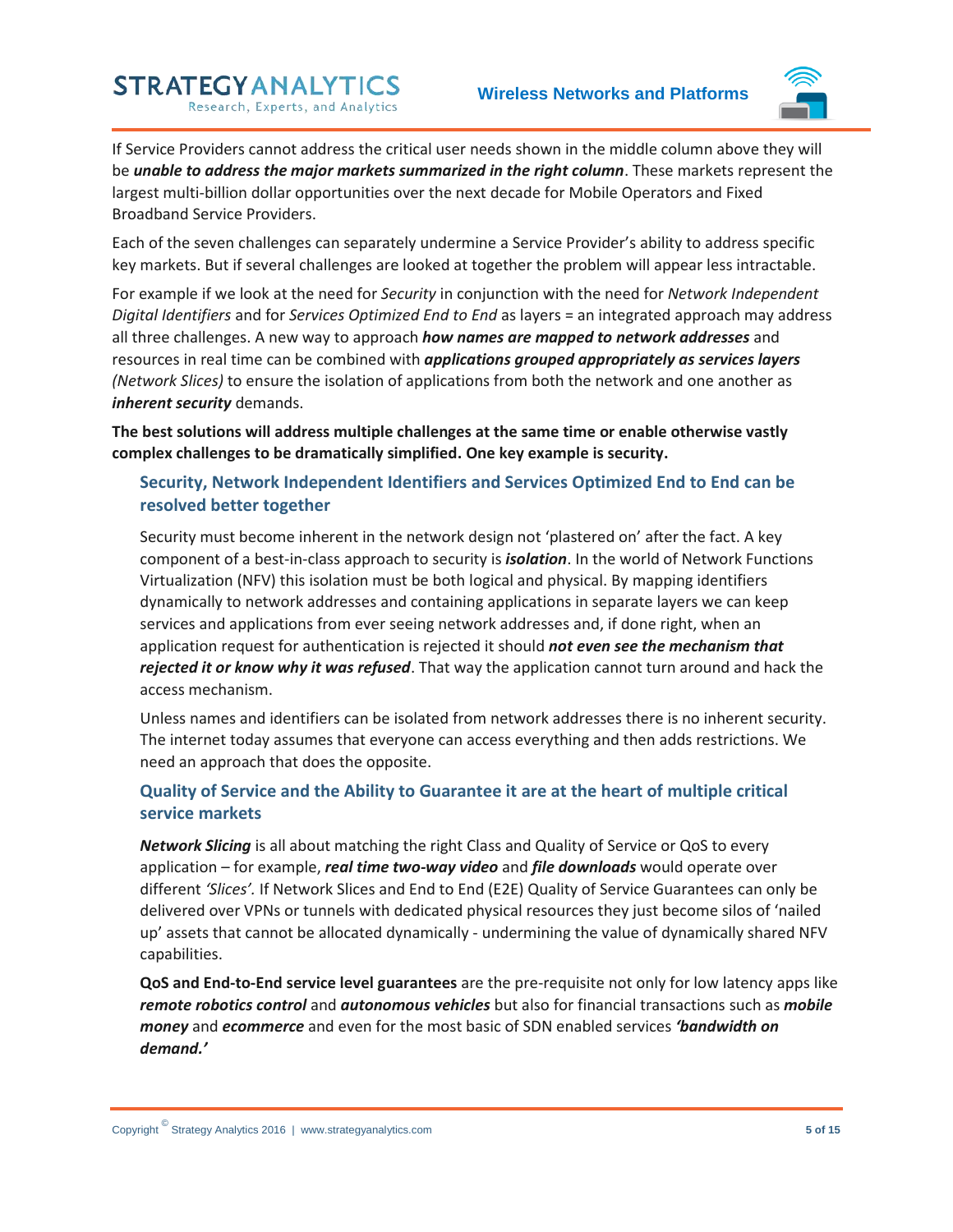If Service Providers cannot address the critical user needs shown in the middle column above they will be ***unable to address the major markets summarized in the right column***. These markets represent the largest multi-billion dollar opportunities over the next decade for Mobile Operators and Fixed Broadband Service Providers.

Each of the seven challenges can separately undermine a Service Provider's ability to address specific key markets. But if several challenges are looked at together the problem will appear less intractable.

For example if we look at the need for *Security* in conjunction with the need for *Network Independent Digital Identifiers* and for *Services Optimized End to End* as layers = an integrated approach may address all three challenges. A new way to approach ***how names are mapped to network addresses*** and resources in real time can be combined with ***applications grouped appropriately as services layers*** *(Network Slices)* to ensure the isolation of applications from both the network and one another as ***inherent security*** demands.

**The best solutions will address multiple challenges at the same time or enable otherwise vastly complex challenges to be dramatically simplified. One key example is security.**

### Security, Network Independent Identifiers and Services Optimized End to End can be resolved better together

Security must become inherent in the network design not 'plastered on' after the fact. A key component of a best-in-class approach to security is ***isolation***. In the world of Network Functions Virtualization (NFV) this isolation must be both logical and physical. By mapping identifiers dynamically to network addresses and containing applications in separate layers we can keep services and applications from ever seeing network addresses and, if done right, when an application request for authentication is rejected it should ***not even see the mechanism that rejected it or know why it was refused***. That way the application cannot turn around and hack the access mechanism.

Unless names and identifiers can be isolated from network addresses there is no inherent security. The internet today assumes that everyone can access everything and then adds restrictions. We need an approach that does the opposite.

### Quality of Service and the Ability to Guarantee it are at the heart of multiple critical service markets

***Network Slicing*** is all about matching the right Class and Quality of Service or QoS to every application – for example, ***real time two-way video*** and ***file downloads*** would operate over different *'Slices'.* If Network Slices and End to End (E2E) Quality of Service Guarantees can only be delivered over VPNs or tunnels with dedicated physical resources they just become silos of 'nailed up' assets that cannot be allocated dynamically - undermining the value of dynamically shared NFV capabilities.

**QoS and End-to-End service level guarantees** are the pre-requisite not only for low latency apps like ***remote robotics control*** and ***autonomous vehicles*** but also for financial transactions such as ***mobile money*** and ***ecommerce*** and even for the most basic of SDN enabled services ***'bandwidth on demand.'***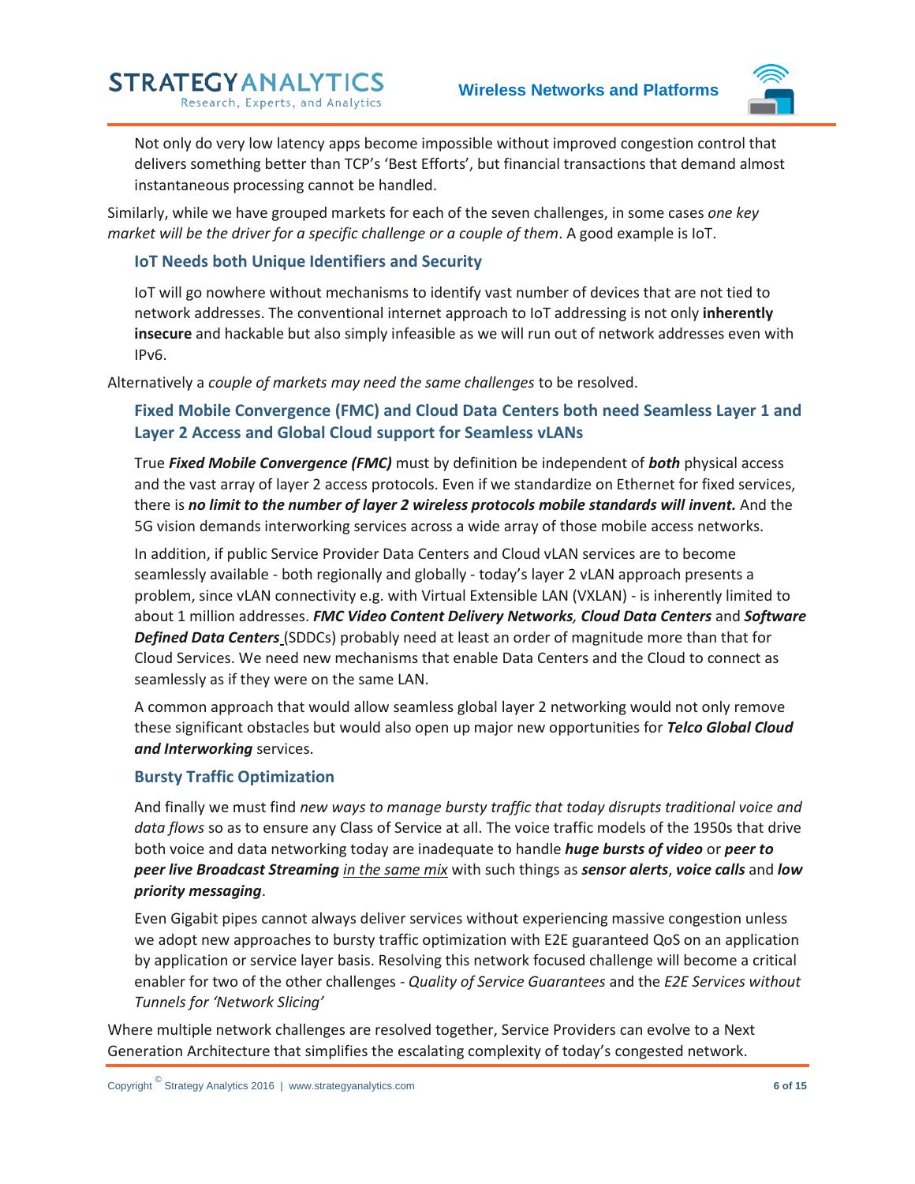Not only do very low latency apps become impossible without improved congestion control that delivers something better than TCP's 'Best Efforts', but financial transactions that demand almost instantaneous processing cannot be handled.

Similarly, while we have grouped markets for each of the seven challenges, in some cases *one key market will be the driver for a specific challenge or a couple of them*. A good example is IoT.

### IoT Needs both Unique Identifiers and Security

IoT will go nowhere without mechanisms to identify vast number of devices that are not tied to network addresses. The conventional internet approach to IoT addressing is not only **inherently insecure** and hackable but also simply infeasible as we will run out of network addresses even with IPv6.

Alternatively a *couple of markets may need the same challenges* to be resolved.

### Fixed Mobile Convergence (FMC) and Cloud Data Centers both need Seamless Layer 1 and Layer 2 Access and Global Cloud support for Seamless vLANs

True ***Fixed Mobile Convergence (FMC)*** must by definition be independent of ***both*** physical access and the vast array of layer 2 access protocols. Even if we standardize on Ethernet for fixed services, there is ***no limit to the number of layer 2 wireless protocols mobile standards will invent.*** And the 5G vision demands interworking services across a wide array of those mobile access networks.

In addition, if public Service Provider Data Centers and Cloud vLAN services are to become seamlessly available - both regionally and globally - today's layer 2 vLAN approach presents a problem, since vLAN connectivity e.g. with Virtual Extensible LAN (VXLAN) - is inherently limited to about 1 million addresses. ***FMC Video Content Delivery Networks, Cloud Data Centers*** and ***Software Defined Data Centers*** (SDDCs) probably need at least an order of magnitude more than that for Cloud Services. We need new mechanisms that enable Data Centers and the Cloud to connect as seamlessly as if they were on the same LAN.

A common approach that would allow seamless global layer 2 networking would not only remove these significant obstacles but would also open up major new opportunities for ***Telco Global Cloud and Interworking*** services.

### Bursty Traffic Optimization

And finally we must find *new ways to manage bursty traffic that today disrupts traditional voice and data flows* so as to ensure any Class of Service at all. The voice traffic models of the 1950s that drive both voice and data networking today are inadequate to handle ***huge bursts of video*** or ***peer to peer live Broadcast Streaming*** <u>*in the same mix*</u> with such things as ***sensor alerts***, ***voice calls*** and ***low priority messaging***.

Even Gigabit pipes cannot always deliver services without experiencing massive congestion unless we adopt new approaches to bursty traffic optimization with E2E guaranteed QoS on an application by application or service layer basis. Resolving this network focused challenge will become a critical enabler for two of the other challenges - *Quality of Service Guarantees* and the *E2E Services without Tunnels for 'Network Slicing'*

Where multiple network challenges are resolved together, Service Providers can evolve to a Next Generation Architecture that simplifies the escalating complexity of today's congested network.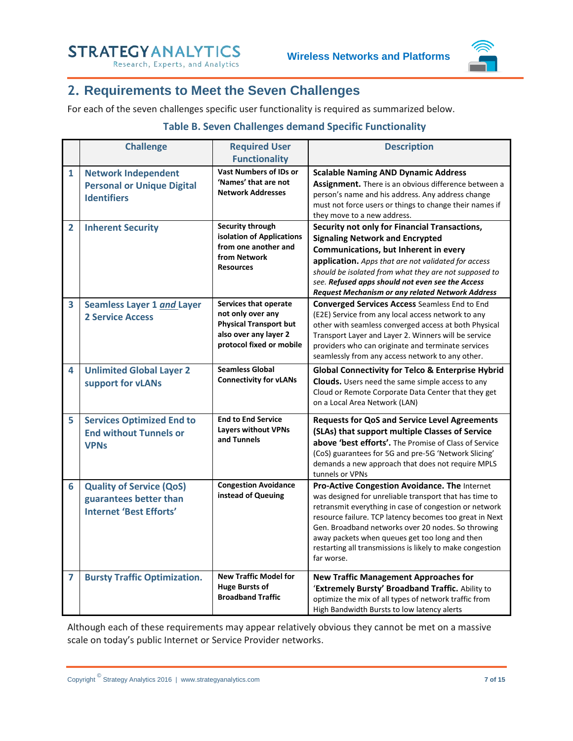## 2. Requirements to Meet the Seven Challenges

For each of the seven challenges specific user functionality is required as summarized below.

**Table B. Seven Challenges demand Specific Functionality**

| | Challenge | Required User Functionality | Description |
|---|---|---|---|
| 1 | **Network Independent Personal or Unique Digital Identifiers** | **Vast Numbers of IDs or 'Names' that are not Network Addresses** | **Scalable Naming AND Dynamic Address Assignment.** There is an obvious difference between a person's name and his address. Any address change must not force users or things to change their names if they move to a new address. |
| 2 | **Inherent Security** | **Security through isolation of Applications from one another and from Network Resources** | **Security not only for Financial Transactions, Signaling Network and Encrypted Communications, but Inherent in every application.** *Apps that are not validated for access should be isolated from what they are not supposed to see.* ***Refused apps should not even see the Access Request Mechanism or any related Network Address*** |
| 3 | **Seamless Layer 1 *and* Layer 2 Service Access** | **Services that operate not only over any Physical Transport but also over any layer 2 protocol fixed or mobile** | **Converged Services Access** Seamless End to End (E2E) Service from any local access network to any other with seamless converged access at both Physical Transport Layer and Layer 2. Winners will be service providers who can originate and terminate services seamlessly from any access network to any other. |
| 4 | **Unlimited Global Layer 2 support for vLANs** | **Seamless Global Connectivity for vLANs** | **Global Connectivity for Telco & Enterprise Hybrid Clouds.** Users need the same simple access to any Cloud or Remote Corporate Data Center that they get on a Local Area Network (LAN) |
| 5 | **Services Optimized End to End without Tunnels or VPNs** | **End to End Service Layers without VPNs and Tunnels** | **Requests for QoS and Service Level Agreements (SLAs) that support multiple Classes of Service above 'best efforts'.** The Promise of Class of Service (CoS) guarantees for 5G and pre-5G 'Network Slicing' demands a new approach that does not require MPLS tunnels or VPNs |
| 6 | **Quality of Service (QoS) guarantees better than Internet 'Best Efforts'** | **Congestion Avoidance instead of Queuing** | **Pro-Active Congestion Avoidance. The** Internet was designed for unreliable transport that has time to retransmit everything in case of congestion or network resource failure. TCP latency becomes too great in Next Gen. Broadband networks over 20 nodes. So throwing away packets when queues get too long and then restarting all transmissions is likely to make congestion far worse. |
| 7 | **Bursty Traffic Optimization.** | **New Traffic Model for Huge Bursts of Broadband Traffic** | **New Traffic Management Approaches for 'Extremely Bursty' Broadband Traffic.** Ability to optimize the mix of all types of network traffic from High Bandwidth Bursts to low latency alerts |

Although each of these requirements may appear relatively obvious they cannot be met on a massive scale on today's public Internet or Service Provider networks.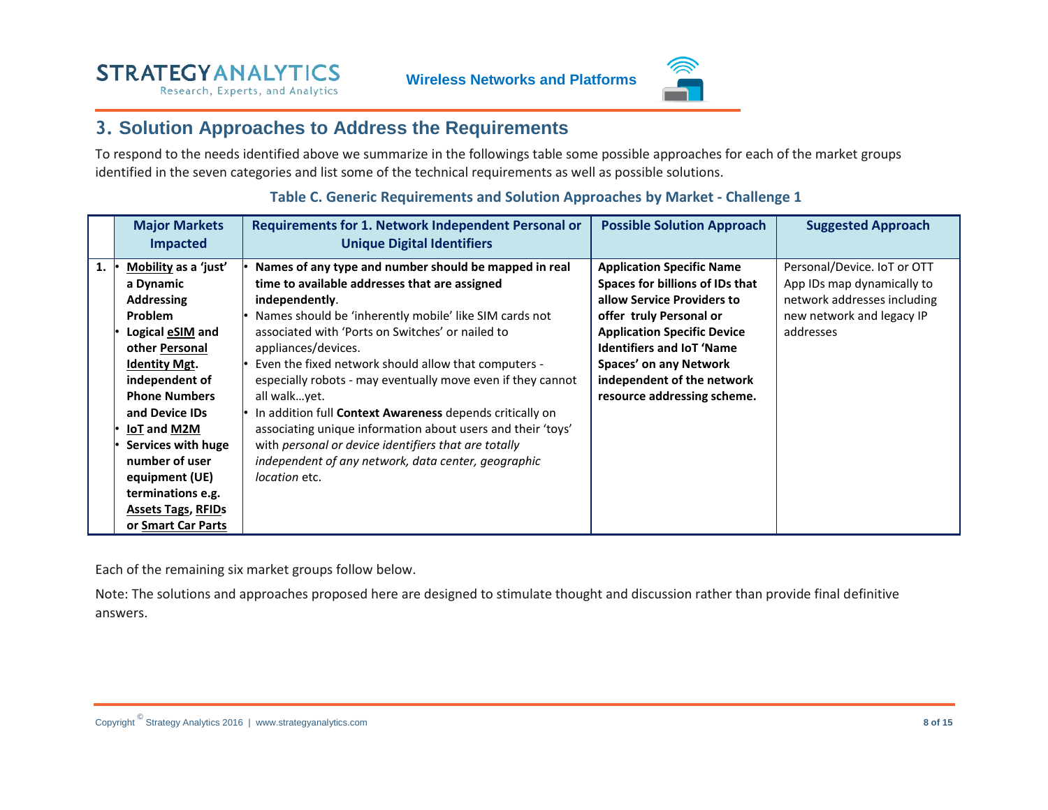## 3. Solution Approaches to Address the Requirements

To respond to the needs identified above we summarize in the followings table some possible approaches for each of the market groups identified in the seven categories and list some of the technical requirements as well as possible solutions.

**Table C. Generic Requirements and Solution Approaches by Market - Challenge 1**

| | Major Markets Impacted | Requirements for 1. Network Independent Personal or Unique Digital Identifiers | Possible Solution Approach | Suggested Approach |
|---|---|---|---|---|
| **1.** | • **Mobility as a 'just' a Dynamic Addressing Problem**<br>• **Logical eSIM and other Personal Identity Mgt. independent of Phone Numbers and Device IDs**<br>• **IoT and M2M**<br>• **Services with huge number of user equipment (UE) terminations e.g. Assets Tags, RFIDs or Smart Car Parts** | • **Names of any type and number should be mapped in real time to available addresses that are assigned independently**.<br>• Names should be 'inherently mobile' like SIM cards not associated with 'Ports on Switches' or nailed to appliances/devices.<br>• Even the fixed network should allow that computers - especially robots - may eventually move even if they cannot all walk…yet.<br>• In addition full **Context Awareness** depends critically on associating unique information about users and their 'toys' with *personal or device identifiers that are totally independent of any network, data center, geographic location* etc. | **Application Specific Name Spaces for billions of IDs that allow Service Providers to offer truly Personal or Application Specific Device Identifiers and IoT 'Name Spaces' on any Network independent of the network resource addressing scheme.** | Personal/Device. IoT or OTT App IDs map dynamically to network addresses including new network and legacy IP addresses |

Each of the remaining six market groups follow below.

Note: The solutions and approaches proposed here are designed to stimulate thought and discussion rather than provide final definitive answers.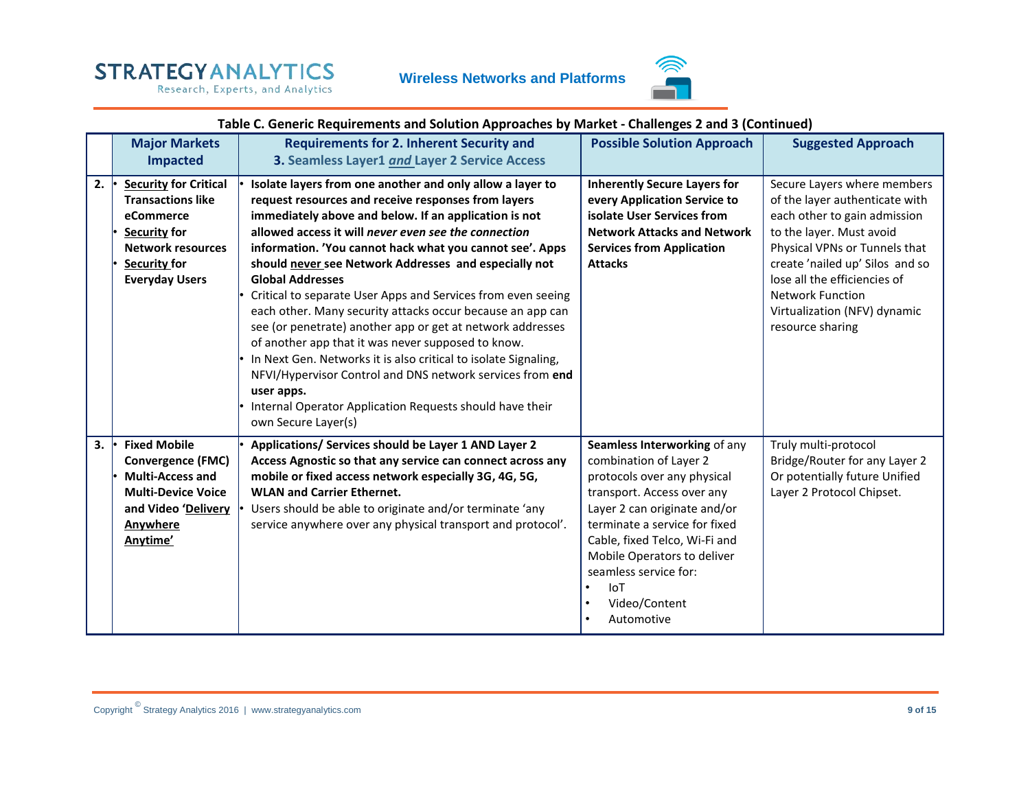**Table C. Generic Requirements and Solution Approaches by Market - Challenges 2 and 3 (Continued)**

| | Major Markets Impacted | Requirements for 2. Inherent Security and 3. Seamless Layer1 *and* Layer 2 Service Access | Possible Solution Approach | Suggested Approach |
|---|---|---|---|---|
| **2.** | • **Security for Critical Transactions like eCommerce**<br>• **Security for Network resources**<br>• **Security for Everyday Users** | • **Isolate layers from one another and only allow a layer to request resources and receive responses from layers immediately above and below. If an application is not allowed access it will *never even see the connection* information. 'You cannot hack what you cannot see'. Apps should never see Network Addresses and especially not Global Addresses**<br>• Critical to separate User Apps and Services from even seeing each other. Many security attacks occur because an app can see (or penetrate) another app or get at network addresses of another app that it was never supposed to know.<br>• In Next Gen. Networks it is also critical to isolate Signaling, NFVI/Hypervisor Control and DNS network services from **end user apps.**<br>• Internal Operator Application Requests should have their own Secure Layer(s) | **Inherently Secure Layers for every Application Service to isolate User Services from Network Attacks and Network Services from Application Attacks** | Secure Layers where members of the layer authenticate with each other to gain admission to the layer. Must avoid Physical VPNs or Tunnels that create 'nailed up' Silos and so lose all the efficiencies of Network Function Virtualization (NFV) dynamic resource sharing |
| **3.** | • **Fixed Mobile Convergence (FMC)**<br>• **Multi-Access and Multi-Device Voice and Video 'Delivery Anywhere Anytime'** | • **Applications/ Services should be Layer 1 AND Layer 2 Access Agnostic so that any service can connect across any mobile or fixed access network especially 3G, 4G, 5G, WLAN and Carrier Ethernet.**<br>• Users should be able to originate and/or terminate 'any service anywhere over any physical transport and protocol'. | **Seamless Interworking** of any combination of Layer 2 protocols over any physical transport. Access over any Layer 2 can originate and/or terminate a service for fixed Cable, fixed Telco, Wi-Fi and Mobile Operators to deliver seamless service for:<br>• IoT<br>• Video/Content<br>• Automotive | Truly multi-protocol Bridge/Router for any Layer 2 Or potentially future Unified Layer 2 Protocol Chipset. |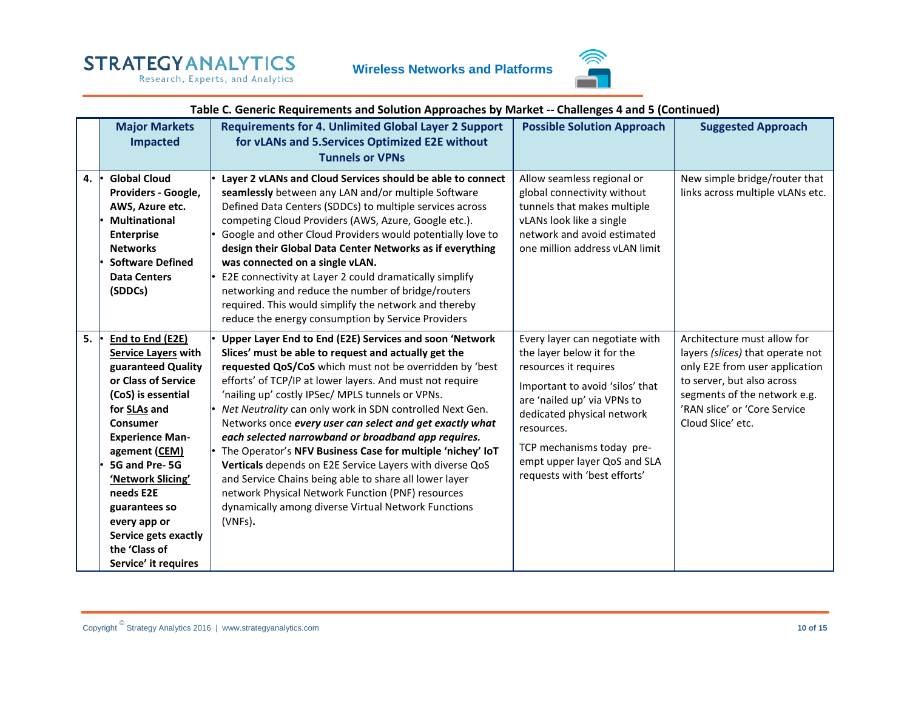**Table C. Generic Requirements and Solution Approaches by Market -- Challenges 4 and 5 (Continued)**

| | Major Markets Impacted | Requirements for 4. Unlimited Global Layer 2 Support for vLANs and 5.Services Optimized E2E without Tunnels or VPNs | Possible Solution Approach | Suggested Approach |
|---|---|---|---|---|
| **4.** | • **Global Cloud Providers - Google, AWS, Azure etc.**<br>• **Multinational Enterprise Networks**<br>• **Software Defined Data Centers (SDDCs)** | • **Layer 2 vLANs and Cloud Services should be able to connect seamlessly** between any LAN and/or multiple Software Defined Data Centers (SDDCs) to multiple services across competing Cloud Providers (AWS, Azure, Google etc.).<br>• Google and other Cloud Providers would potentially love to **design their Global Data Center Networks as if everything was connected on a single vLAN.**<br>• E2E connectivity at Layer 2 could dramatically simplify networking and reduce the number of bridge/routers required. This would simplify the network and thereby reduce the energy consumption by Service Providers | Allow seamless regional or global connectivity without tunnels that makes multiple vLANs look like a single network and avoid estimated one million address vLAN limit | New simple bridge/router that links across multiple vLANs etc. |
| **5.** | • **End to End (E2E) Service Layers with guaranteed Quality or Class of Service (CoS) is essential for SLAs and Consumer Experience Man-agement (CEM)**<br>• **5G and Pre- 5G 'Network Slicing' needs E2E guarantees so every app or Service gets exactly the 'Class of Service' it requires** | • **Upper Layer End to End (E2E) Services and soon 'Network Slices' must be able to request and actually get the requested QoS/CoS** which must not be overridden by 'best efforts' of TCP/IP at lower layers. And must not require 'nailing up' costly IPSec/ MPLS tunnels or VPNs.<br>• *Net Neutrality* can only work in SDN controlled Next Gen. Networks once ***every user can select and get exactly what each selected narrowband or broadband app requires.***<br>• The Operator's **NFV Business Case for multiple 'nichey' IoT Verticals** depends on E2E Service Layers with diverse QoS and Service Chains being able to share all lower layer network Physical Network Function (PNF) resources dynamically among diverse Virtual Network Functions (VNFs)**.** | Every layer can negotiate with the layer below it for the resources it requires<br><br>Important to avoid 'silos' that are 'nailed up' via VPNs to dedicated physical network resources.<br><br>TCP mechanisms today pre-empt upper layer QoS and SLA requests with 'best efforts' | Architecture must allow for layers *(slices)* that operate not only E2E from user application to server, but also across segments of the network e.g. 'RAN slice' or 'Core Service Cloud Slice' etc. |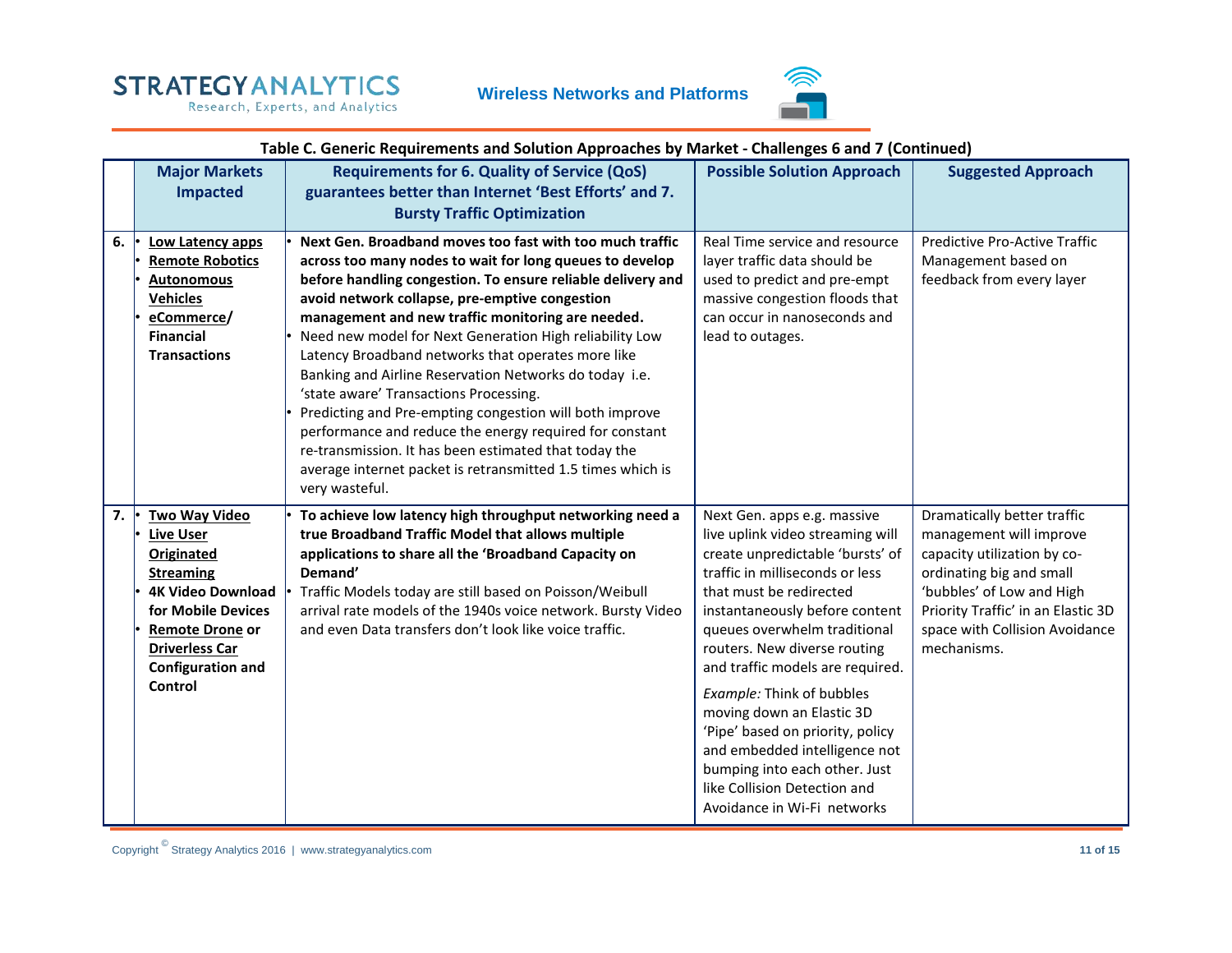**Table C. Generic Requirements and Solution Approaches by Market - Challenges 6 and 7 (Continued)**

| | Major Markets Impacted | Requirements for 6. Quality of Service (QoS) guarantees better than Internet 'Best Efforts' and 7. Bursty Traffic Optimization | Possible Solution Approach | Suggested Approach |
|---|---|---|---|---|
| **6.** | • **Low Latency apps**<br>• **Remote Robotics**<br>• **Autonomous Vehicles**<br>• **eCommerce/ Financial Transactions** | • **Next Gen. Broadband moves too fast with too much traffic across too many nodes to wait for long queues to develop before handling congestion. To ensure reliable delivery and avoid network collapse, pre-emptive congestion management and new traffic monitoring are needed.**<br>• Need new model for Next Generation High reliability Low Latency Broadband networks that operates more like Banking and Airline Reservation Networks do today i.e. 'state aware' Transactions Processing.<br>• Predicting and Pre-empting congestion will both improve performance and reduce the energy required for constant re-transmission. It has been estimated that today the average internet packet is retransmitted 1.5 times which is very wasteful. | Real Time service and resource layer traffic data should be used to predict and pre-empt massive congestion floods that can occur in nanoseconds and lead to outages. | Predictive Pro-Active Traffic Management based on feedback from every layer |
| **7.** | • **Two Way Video**<br>• **Live User Originated Streaming**<br>• **4K Video Download for Mobile Devices**<br>• **Remote Drone or Driverless Car Configuration and Control** | • **To achieve low latency high throughput networking need a true Broadband Traffic Model that allows multiple applications to share all the 'Broadband Capacity on Demand'**<br>• Traffic Models today are still based on Poisson/Weibull arrival rate models of the 1940s voice network. Bursty Video and even Data transfers don't look like voice traffic. | Next Gen. apps e.g. massive live uplink video streaming will create unpredictable 'bursts' of traffic in milliseconds or less that must be redirected instantaneously before content queues overwhelm traditional routers. New diverse routing and traffic models are required.<br><br>*Example:* Think of bubbles moving down an Elastic 3D 'Pipe' based on priority, policy and embedded intelligence not bumping into each other. Just like Collision Detection and Avoidance in Wi-Fi networks | Dramatically better traffic management will improve capacity utilization by co-ordinating big and small 'bubbles' of Low and High Priority Traffic' in an Elastic 3D space with Collision Avoidance mechanisms. |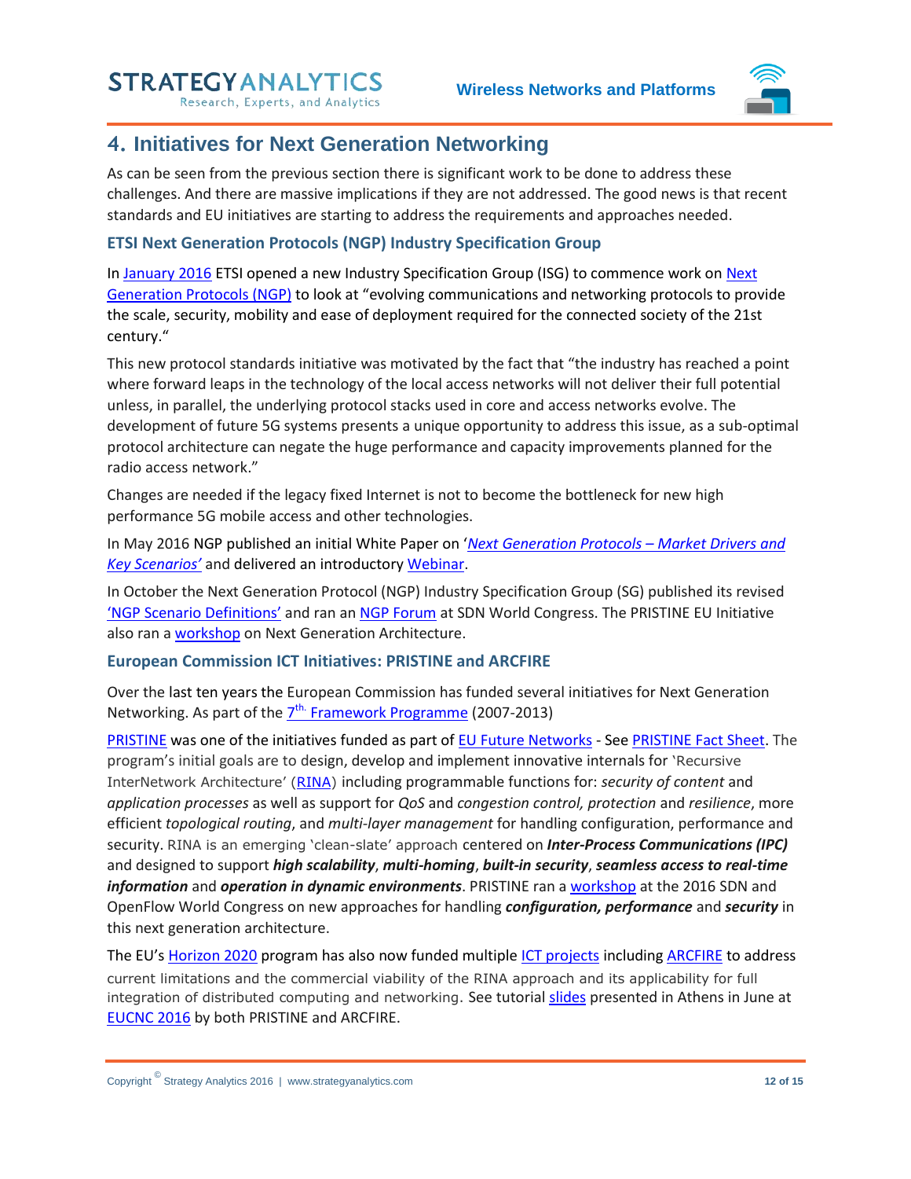## 4. Initiatives for Next Generation Networking

As can be seen from the previous section there is significant work to be done to address these challenges. And there are massive implications if they are not addressed. The good news is that recent standards and EU initiatives are starting to address the requirements and approaches needed.

### ETSI Next Generation Protocols (NGP) Industry Specification Group

In January 2016 ETSI opened a new Industry Specification Group (ISG) to commence work on Next Generation Protocols (NGP) to look at "evolving communications and networking protocols to provide the scale, security, mobility and ease of deployment required for the connected society of the 21st century."

This new protocol standards initiative was motivated by the fact that "the industry has reached a point where forward leaps in the technology of the local access networks will not deliver their full potential unless, in parallel, the underlying protocol stacks used in core and access networks evolve. The development of future 5G systems presents a unique opportunity to address this issue, as a sub-optimal protocol architecture can negate the huge performance and capacity improvements planned for the radio access network."

Changes are needed if the legacy fixed Internet is not to become the bottleneck for new high performance 5G mobile access and other technologies.

In May 2016 NGP published an initial White Paper on '*Next Generation Protocols – Market Drivers and Key Scenarios'* and delivered an introductory Webinar.

In October the Next Generation Protocol (NGP) Industry Specification Group (SG) published its revised 'NGP Scenario Definitions' and ran an NGP Forum at SDN World Congress. The PRISTINE EU Initiative also ran a workshop on Next Generation Architecture.

### European Commission ICT Initiatives: PRISTINE and ARCFIRE

Over the last ten years the European Commission has funded several initiatives for Next Generation Networking. As part of the 7th Framework Programme (2007-2013)

PRISTINE was one of the initiatives funded as part of EU Future Networks - See PRISTINE Fact Sheet. The program's initial goals are to design, develop and implement innovative internals for 'Recursive InterNetwork Architecture' (RINA) including programmable functions for: *security of content* and *application processes* as well as support for *QoS* and *congestion control, protection* and *resilience*, more efficient *topological routing*, and *multi-layer management* for handling configuration, performance and security. RINA is an emerging 'clean-slate' approach centered on ***Inter-Process Communications (IPC)*** and designed to support ***high scalability***, ***multi-homing***, ***built-in security***, ***seamless access to real-time information*** and ***operation in dynamic environments***. PRISTINE ran a workshop at the 2016 SDN and OpenFlow World Congress on new approaches for handling ***configuration, performance*** and ***security*** in this next generation architecture.

The EU's Horizon 2020 program has also now funded multiple ICT projects including ARCFIRE to address current limitations and the commercial viability of the RINA approach and its applicability for full integration of distributed computing and networking. See tutorial slides presented in Athens in June at EUCNC 2016 by both PRISTINE and ARCFIRE.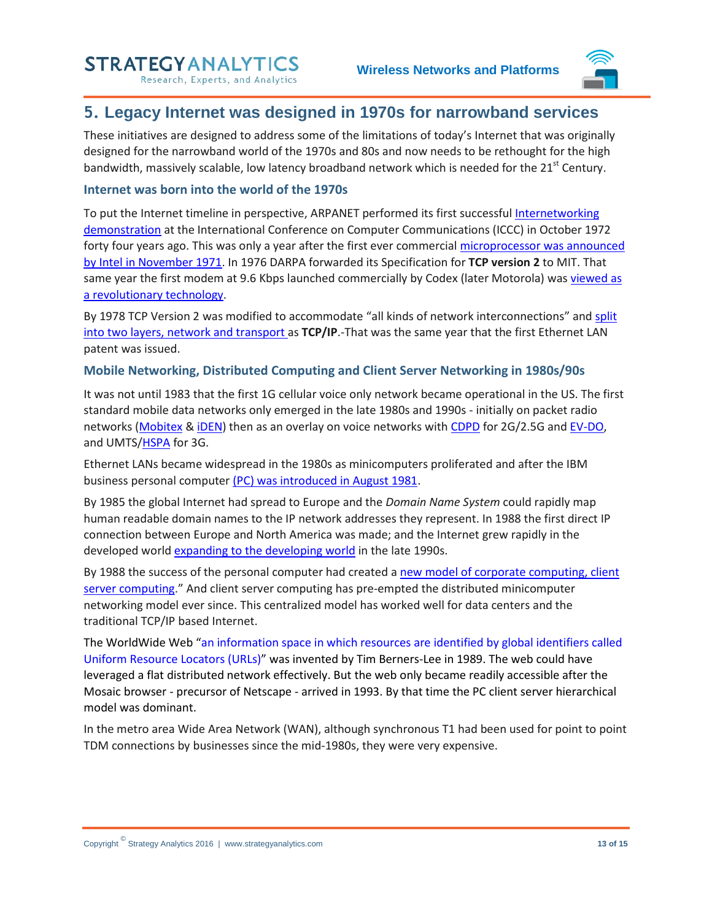## 5. Legacy Internet was designed in 1970s for narrowband services

These initiatives are designed to address some of the limitations of today's Internet that was originally designed for the narrowband world of the 1970s and 80s and now needs to be rethought for the high bandwidth, massively scalable, low latency broadband network which is needed for the 21st Century.

### Internet was born into the world of the 1970s

To put the Internet timeline in perspective, ARPANET performed its first successful Internetworking demonstration at the International Conference on Computer Communications (ICCC) in October 1972 forty four years ago. This was only a year after the first ever commercial microprocessor was announced by Intel in November 1971. In 1976 DARPA forwarded its Specification for **TCP version 2** to MIT. That same year the first modem at 9.6 Kbps launched commercially by Codex (later Motorola) was viewed as a revolutionary technology.

By 1978 TCP Version 2 was modified to accommodate "all kinds of network interconnections" and split into two layers, network and transport as **TCP/IP**.-That was the same year that the first Ethernet LAN patent was issued.

### Mobile Networking, Distributed Computing and Client Server Networking in 1980s/90s

It was not until 1983 that the first 1G cellular voice only network became operational in the US. The first standard mobile data networks only emerged in the late 1980s and 1990s - initially on packet radio networks (Mobitex & iDEN) then as an overlay on voice networks with CDPD for 2G/2.5G and EV-DO, and UMTS/HSPA for 3G.

Ethernet LANs became widespread in the 1980s as minicomputers proliferated and after the IBM business personal computer (PC) was introduced in August 1981.

By 1985 the global Internet had spread to Europe and the *Domain Name System* could rapidly map human readable domain names to the IP network addresses they represent. In 1988 the first direct IP connection between Europe and North America was made; and the Internet grew rapidly in the developed world expanding to the developing world in the late 1990s.

By 1988 the success of the personal computer had created a new model of corporate computing, client server computing." And client server computing has pre-empted the distributed minicomputer networking model ever since. This centralized model has worked well for data centers and the traditional TCP/IP based Internet.

The WorldWide Web "an information space in which resources are identified by global identifiers called Uniform Resource Locators (URLs)" was invented by Tim Berners-Lee in 1989. The web could have leveraged a flat distributed network effectively. But the web only became readily accessible after the Mosaic browser - precursor of Netscape - arrived in 1993. By that time the PC client server hierarchical model was dominant.

In the metro area Wide Area Network (WAN), although synchronous T1 had been used for point to point TDM connections by businesses since the mid-1980s, they were very expensive.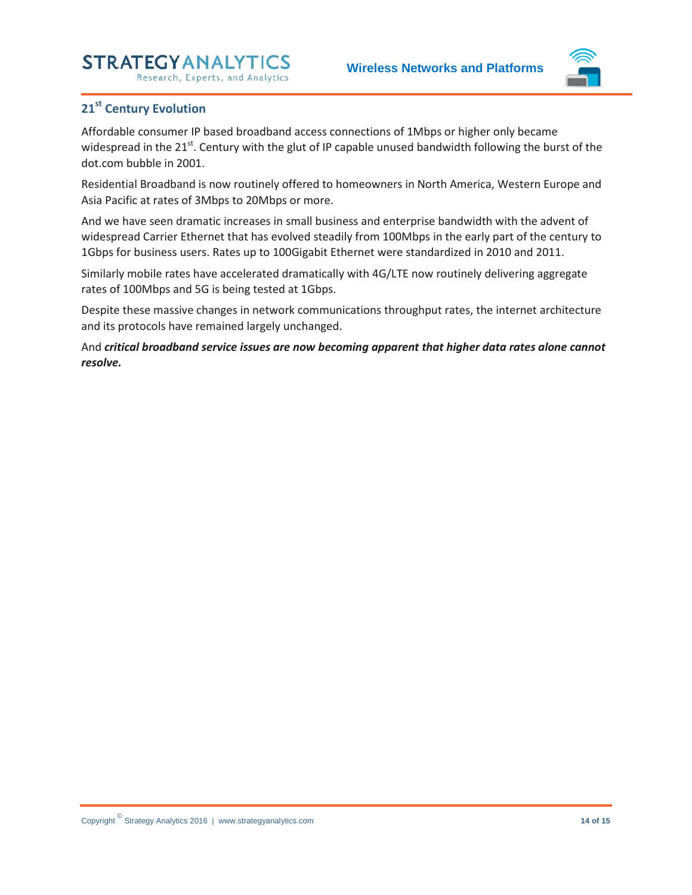## 21st Century Evolution

Affordable consumer IP based broadband access connections of 1Mbps or higher only became widespread in the 21st. Century with the glut of IP capable unused bandwidth following the burst of the dot.com bubble in 2001.

Residential Broadband is now routinely offered to homeowners in North America, Western Europe and Asia Pacific at rates of 3Mbps to 20Mbps or more.

And we have seen dramatic increases in small business and enterprise bandwidth with the advent of widespread Carrier Ethernet that has evolved steadily from 100Mbps in the early part of the century to 1Gbps for business users. Rates up to 100Gigabit Ethernet were standardized in 2010 and 2011.

Similarly mobile rates have accelerated dramatically with 4G/LTE now routinely delivering aggregate rates of 100Mbps and 5G is being tested at 1Gbps.

Despite these massive changes in network communications throughput rates, the internet architecture and its protocols have remained largely unchanged.

And ***critical broadband service issues are now becoming apparent that higher data rates alone cannot resolve.***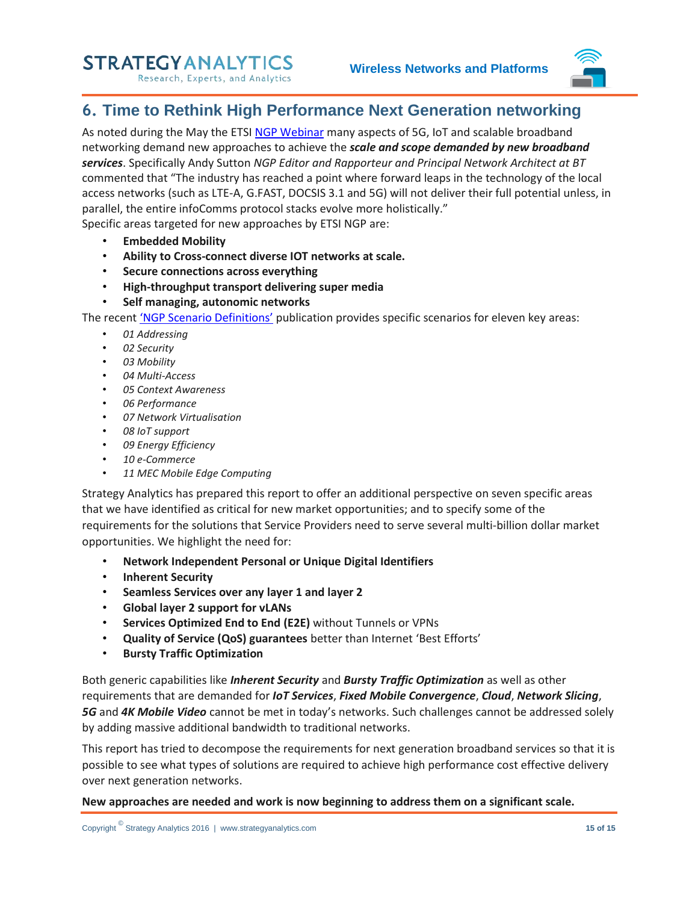## 6. Time to Rethink High Performance Next Generation networking

As noted during the May the ETSI NGP Webinar many aspects of 5G, IoT and scalable broadband networking demand new approaches to achieve the ***scale and scope demanded by new broadband services***. Specifically Andy Sutton *NGP Editor and Rapporteur and Principal Network Architect at BT* commented that "The industry has reached a point where forward leaps in the technology of the local access networks (such as LTE-A, G.FAST, DOCSIS 3.1 and 5G) will not deliver their full potential unless, in parallel, the entire infoComms protocol stacks evolve more holistically."
Specific areas targeted for new approaches by ETSI NGP are:

- **Embedded Mobility**
- **Ability to Cross-connect diverse IOT networks at scale.**
- **Secure connections across everything**
- **High-throughput transport delivering super media**
- **Self managing, autonomic networks**

The recent 'NGP Scenario Definitions' publication provides specific scenarios for eleven key areas:

- *01 Addressing*
- *02 Security*
- *03 Mobility*
- *04 Multi-Access*
- *05 Context Awareness*
- *06 Performance*
- *07 Network Virtualisation*
- *08 IoT support*
- *09 Energy Efficiency*
- *10 e-Commerce*
- *11 MEC Mobile Edge Computing*

Strategy Analytics has prepared this report to offer an additional perspective on seven specific areas that we have identified as critical for new market opportunities; and to specify some of the requirements for the solutions that Service Providers need to serve several multi-billion dollar market opportunities. We highlight the need for:

- **Network Independent Personal or Unique Digital Identifiers**
- **Inherent Security**
- **Seamless Services over any layer 1 and layer 2**
- **Global layer 2 support for vLANs**
- **Services Optimized End to End (E2E)** without Tunnels or VPNs
- **Quality of Service (QoS) guarantees** better than Internet 'Best Efforts'
- **Bursty Traffic Optimization**

Both generic capabilities like ***Inherent Security*** and ***Bursty Traffic Optimization*** as well as other requirements that are demanded for ***IoT Services***, ***Fixed Mobile Convergence***, ***Cloud***, ***Network Slicing***, ***5G*** and ***4K Mobile Video*** cannot be met in today's networks. Such challenges cannot be addressed solely by adding massive additional bandwidth to traditional networks.

This report has tried to decompose the requirements for next generation broadband services so that it is possible to see what types of solutions are required to achieve high performance cost effective delivery over next generation networks.

**New approaches are needed and work is now beginning to address them on a significant scale.**